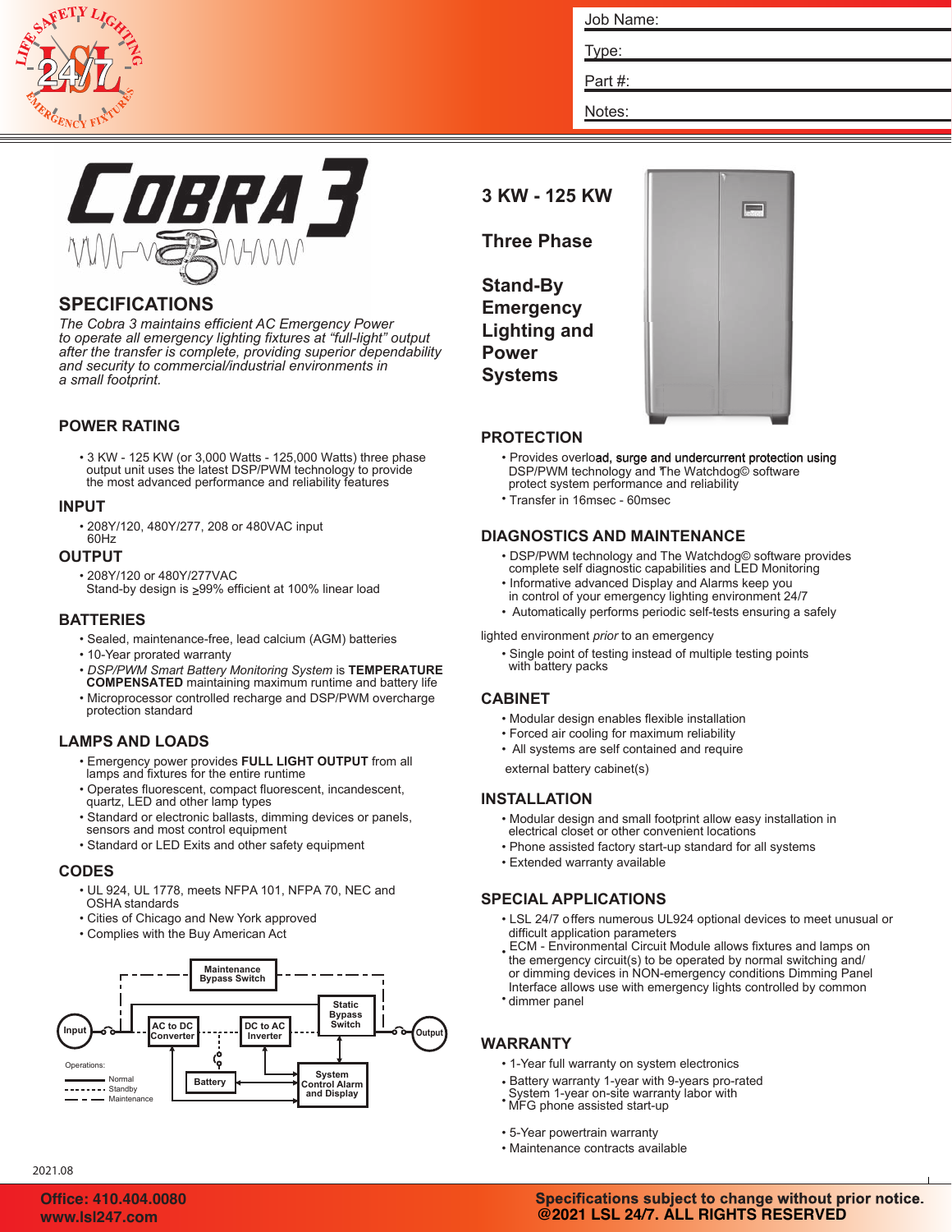Job Name:

Type:

Part #:

Notes:

# COBRA 3

## SPECIFICATIONS

*The Cobra 3 maintains efficient AC Emergency Power to operate all emergency lighting fixtures at "full-light" output after the transfer is complete, providing superior dependability and security to commercial/industrial environments in a small footprint.*

## 3 KW - 125 KW

## Three Phase

## Stand-By Emergency Lighting and Power Systems

### POWER RATING

- 3 KW - 125 KW (or 3,000 Watts - 125,000 Watts) three phase output unit uses the latest DSP/PWM technology to provide the most advanced performance and reliability features

### INPUT

- 208Y/120, 480Y/277, 208 or 480VAC input 60Hz

### OUTPUT

- 208Y/120 or 480Y/277VAC
  Stand-by design is ≥99% efficient at 100% linear load

### BATTERIES

- Sealed, maintenance-free, lead calcium (AGM) batteries
- 10-Year prorated warranty
- *DSP/PWM Smart Battery Monitoring System* is **TEMPERATURE COMPENSATED** maintaining maximum runtime and battery life
- Microprocessor controlled recharge and DSP/PWM overcharge protection standard

### LAMPS AND LOADS

- Emergency power provides **FULL LIGHT OUTPUT** from all lamps and fixtures for the entire runtime
- Operates fluorescent, compact fluorescent, incandescent, quartz, LED and other lamp types
- Standard or electronic ballasts, dimming devices or panels, sensors and most control equipment
- Standard or LED Exits and other safety equipment

### CODES

- UL 924, UL 1778, meets NFPA 101, NFPA 70, NEC and OSHA standards
- Cities of Chicago and New York approved
- Complies with the Buy American Act

Maintenance Bypass Switch; Input; AC to DC Converter; DC to AC Inverter; Static Bypass Switch; Output; Battery; System Control Alarm and Display

Operations:
- Normal
- Standby
- Maintenance

### PROTECTION

- Provides overload, surge and undercurrent protection using DSP/PWM technology and The Watchdog© software protect system performance and reliability
- Transfer in 16msec - 60msec

### DIAGNOSTICS AND MAINTENANCE

- DSP/PWM technology and The Watchdog© software provides complete self diagnostic capabilities and LED Monitoring
- Informative advanced Display and Alarms keep you in control of your emergency lighting environment 24/7
- Automatically performs periodic self-tests ensuring a safely lighted environment *prior* to an emergency
- Single point of testing instead of multiple testing points with battery packs

### CABINET

- Modular design enables flexible installation
- Forced air cooling for maximum reliability
- All systems are self contained and require external battery cabinet(s)

### INSTALLATION

- Modular design and small footprint allow easy installation in electrical closet or other convenient locations
- Phone assisted factory start-up standard for all systems
- Extended warranty available

### SPECIAL APPLICATIONS

- LSL 24/7 offers numerous UL924 optional devices to meet unusual or difficult application parameters
- ECM - Environmental Circuit Module allows fixtures and lamps on the emergency circuit(s) to be operated by normal switching and/ or dimming devices in NON-emergency conditions Dimming Panel Interface allows use with emergency lights controlled by common dimmer panel

### WARRANTY

- 1-Year full warranty on system electronics
- Battery warranty 1-year with 9-years pro-rated
- System 1-year on-site warranty labor with MFG phone assisted start-up
- 5-Year powertrain warranty
- Maintenance contracts available

2021.08

Office: 410.404.0080
www.lsl247.com

Specifications subject to change without prior notice.
@2021 LSL 24/7. ALL RIGHTS RESERVED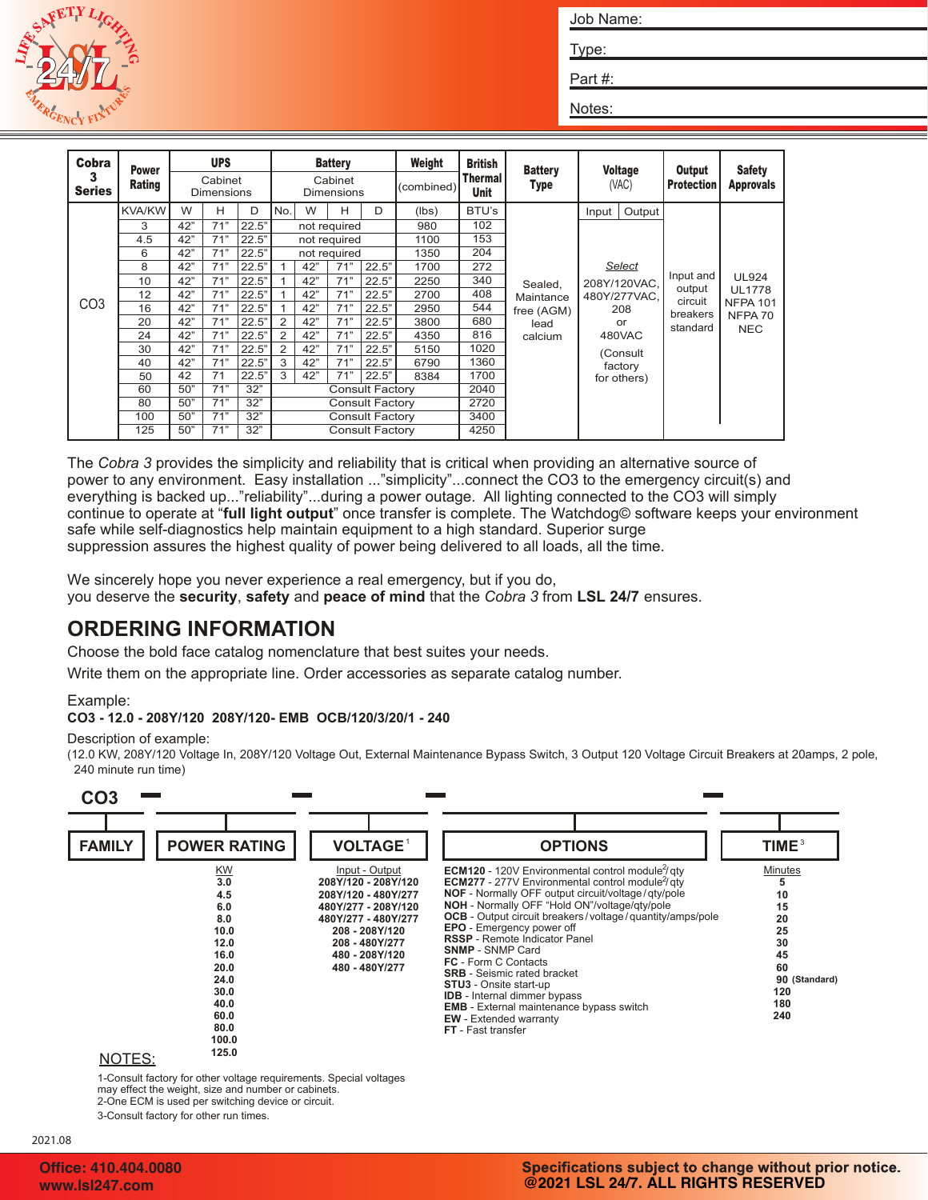Job Name:

Type:

Part #:

Notes:

| Cobra 3 Series | Power Rating | UPS Cabinet Dimensions | | | Battery Cabinet Dimensions | | | | Weight (combined) | British Thermal Unit | Battery Type | Voltage (VAC) | | Output Protection | Safety Approvals |
|---|---|---|---|---|---|---|---|---|---|---|---|---|---|---|---|
| | KVA/KW | W | H | D | No. | W | H | D | (lbs) | BTU's | | Input | Output | | |
| CO3 | 3 | 42" | 71" | 22.5" | not required | | | | 980 | 102 | Sealed, Maintance free (AGM) lead calcium | *Select* 208Y/120VAC, 480Y/277VAC, 208 or 480VAC (Consult factory for others) | | Input and output circuit breakers standard | UL924 UL1778 NFPA 101 NFPA 70 NEC |
| | 4.5 | 42" | 71" | 22.5" | not required | | | | 1100 | 153 | | | | | |
| | 6 | 42" | 71" | 22.5" | not required | | | | 1350 | 204 | | | | | |
| | 8 | 42" | 71" | 22.5" | 1 | 42" | 71" | 22.5" | 1700 | 272 | | | | | |
| | 10 | 42" | 71" | 22.5" | 1 | 42" | 71" | 22.5" | 2250 | 340 | | | | | |
| | 12 | 42" | 71" | 22.5" | 1 | 42" | 71" | 22.5" | 2700 | 408 | | | | | |
| | 16 | 42" | 71" | 22.5" | 1 | 42" | 71" | 22.5" | 2950 | 544 | | | | | |
| | 20 | 42" | 71" | 22.5" | 2 | 42" | 71" | 22.5" | 3800 | 680 | | | | | |
| | 24 | 42" | 71" | 22.5" | 2 | 42" | 71" | 22.5" | 4350 | 816 | | | | | |
| | 30 | 42" | 71" | 22.5" | 2 | 42" | 71" | 22.5" | 5150 | 1020 | | | | | |
| | 40 | 42" | 71" | 22.5" | 3 | 42" | 71" | 22.5" | 6790 | 1360 | | | | | |
| | 50 | 42 | 71 | 22.5" | 3 | 42" | 71" | 22.5" | 8384 | 1700 | | | | | |
| | 60 | 50" | 71" | 32" | Consult Factory | | | | | 2040 | | | | | |
| | 80 | 50" | 71" | 32" | Consult Factory | | | | | 2720 | | | | | |
| | 100 | 50" | 71" | 32" | Consult Factory | | | | | 3400 | | | | | |
| | 125 | 50" | 71" | 32" | Consult Factory | | | | | 4250 | | | | | |

The *Cobra 3* provides the simplicity and reliability that is critical when providing an alternative source of power to any environment. Easy installation ..."simplicity"...connect the CO3 to the emergency circuit(s) and everything is backed up..."reliability"...during a power outage. All lighting connected to the CO3 will simply continue to operate at "**full light output**" once transfer is complete. The Watchdog© software keeps your environment safe while self-diagnostics help maintain equipment to a high standard. Superior surge suppression assures the highest quality of power being delivered to all loads, all the time.

We sincerely hope you never experience a real emergency, but if you do, you deserve the **security**, **safety** and **peace of mind** that the *Cobra 3* from **LSL 24/7** ensures.

## ORDERING INFORMATION

Choose the bold face catalog nomenclature that best suites your needs.

Write them on the appropriate line. Order accessories as separate catalog number.

Example:

**CO3 - 12.0 - 208Y/120 208Y/120- EMB OCB/120/3/20/1 - 240**

Description of example:

(12.0 KW, 208Y/120 Voltage In, 208Y/120 Voltage Out, External Maintenance Bypass Switch, 3 Output 120 Voltage Circuit Breakers at 20amps, 2 pole, 240 minute run time)

**CO3** – ______ – ______ – ______ – ______

| FAMILY | POWER RATING | VOLTAGE [1] | OPTIONS | TIME [3] |
|---|---|---|---|---|
| | KW | Input - Output | | Minutes |
| | **3.0** | **208Y/120 - 208Y/120** | **ECM120** - 120V Environmental control module[2]/qty | **5** |
| | **4.5** | **208Y/120 - 480Y/277** | **ECM277** - 277V Environmental control module[2]/qty | **10** |
| | **6.0** | **480Y/277 - 208Y/120** | **NOF** - Normally OFF output circuit/voltage/qty/pole | **15** |
| | **8.0** | **480Y/277 - 480Y/277** | **NOH** - Normally OFF "Hold ON"/voltage/qty/pole | **20** |
| | **10.0** | **208 - 208Y/120** | **OCB** - Output circuit breakers/voltage/quantity/amps/pole | **25** |
| | **12.0** | **208 - 480Y/277** | **EPO** - Emergency power off | **30** |
| | **16.0** | **480 - 208Y/120** | **RSSP** - Remote Indicator Panel | **45** |
| | **20.0** | **480 - 480Y/277** | **SNMP** - SNMP Card | **60** |
| | **24.0** | | **FC** - Form C Contacts | **90 (Standard)** |
| | **30.0** | | **SRB** - Seismic rated bracket | **120** |
| | **40.0** | | **STU3** - Onsite start-up | **180** |
| | **60.0** | | **IDB** - Internal dimmer bypass | **240** |
| | **80.0** | | **EMB** - External maintenance bypass switch | |
| | **100.0** | | **EW** - Extended warranty | |
| | **125.0** | | **FT** - Fast transfer | |

NOTES:

1-Consult factory for other voltage requirements. Special voltages may effect the weight, size and number or cabinets.
2-One ECM is used per switching device or circuit.
3-Consult factory for other run times.

2021.08

Office: 410.404.0080
www.lsl247.com

Specifications subject to change without prior notice.
@2021 LSL 24/7. ALL RIGHTS RESERVED